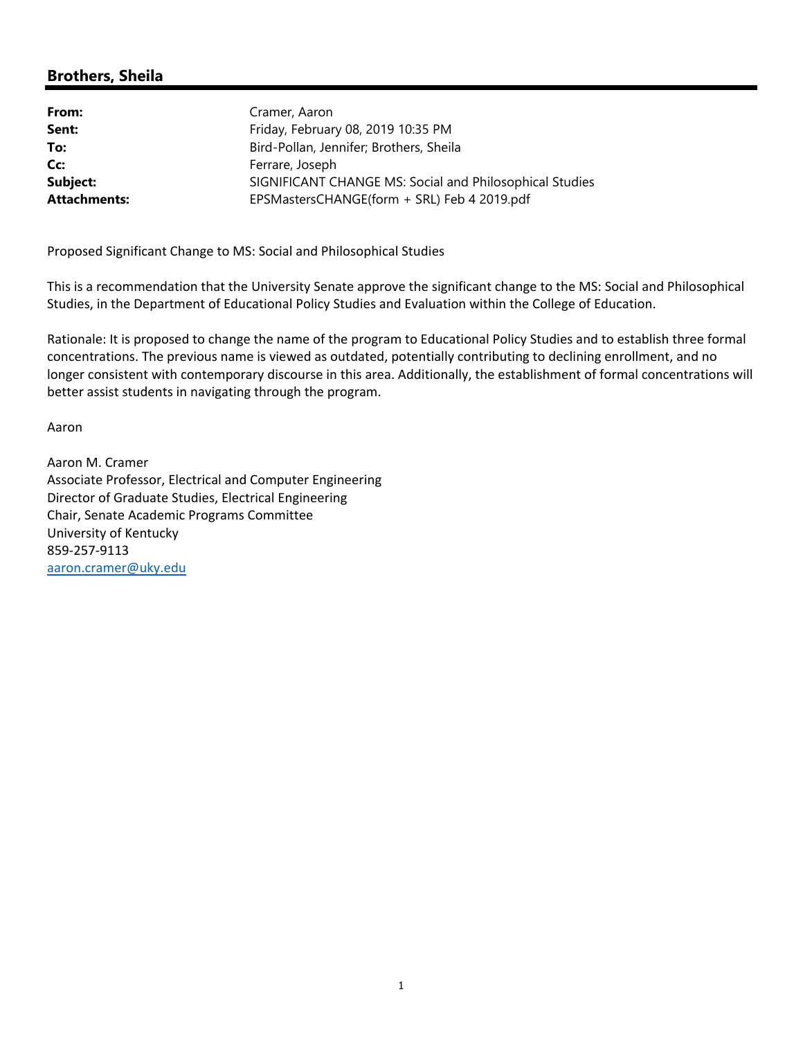## Brothers, Sheila

| | |
|---|---|
| **From:** | Cramer, Aaron |
| **Sent:** | Friday, February 08, 2019 10:35 PM |
| **To:** | Bird-Pollan, Jennifer; Brothers, Sheila |
| **Cc:** | Ferrare, Joseph |
| **Subject:** | SIGNIFICANT CHANGE MS: Social and Philosophical Studies |
| **Attachments:** | EPSMastersCHANGE(form + SRL) Feb 4 2019.pdf |

Proposed Significant Change to MS: Social and Philosophical Studies

This is a recommendation that the University Senate approve the significant change to the MS: Social and Philosophical Studies, in the Department of Educational Policy Studies and Evaluation within the College of Education.

Rationale: It is proposed to change the name of the program to Educational Policy Studies and to establish three formal concentrations. The previous name is viewed as outdated, potentially contributing to declining enrollment, and no longer consistent with contemporary discourse in this area. Additionally, the establishment of formal concentrations will better assist students in navigating through the program.

Aaron

Aaron M. Cramer
Associate Professor, Electrical and Computer Engineering
Director of Graduate Studies, Electrical Engineering
Chair, Senate Academic Programs Committee
University of Kentucky
859-257-9113
aaron.cramer@uky.edu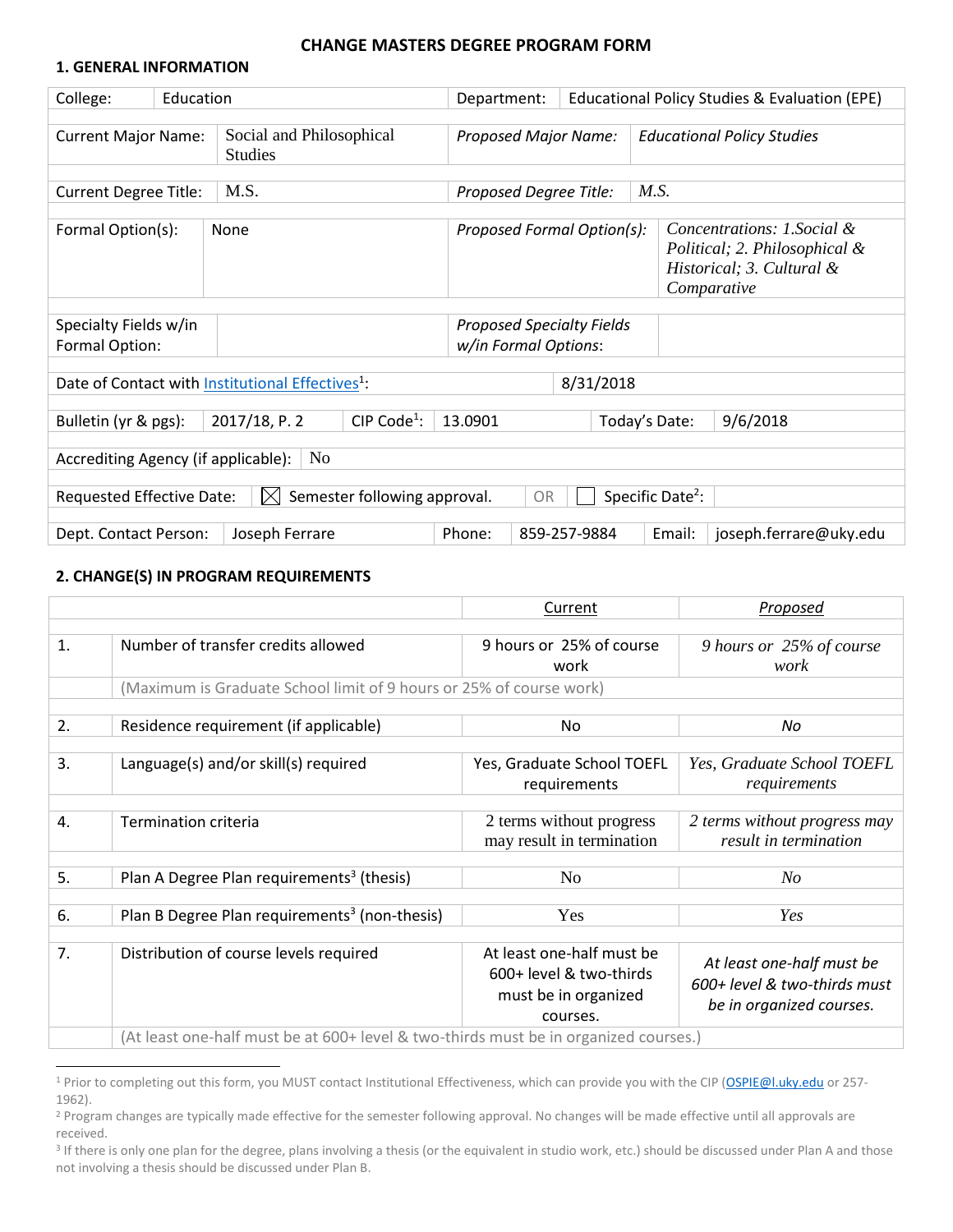# CHANGE MASTERS DEGREE PROGRAM FORM

## 1. GENERAL INFORMATION

| College: | Education | Department: | Educational Policy Studies & Evaluation (EPE) |
|---|---|---|---|

| Current Major Name: | Social and Philosophical Studies | *Proposed Major Name:* | *Educational Policy Studies* |
|---|---|---|---|
| Current Degree Title: | M.S. | *Proposed Degree Title:* | *M.S.* |
| Formal Option(s): | None | *Proposed Formal Option(s):* | *Concentrations: 1.Social & Political; 2. Philosophical & Historical; 3. Cultural & Comparative* |
| Specialty Fields w/in Formal Option: | | *Proposed Specialty Fields w/in Formal Options*: | |

| Date of Contact with Institutional Effectives[1]: | 8/31/2018 |
|---|---|

| Bulletin (yr & pgs): | 2017/18, P. 2 | CIP Code[1]: | 13.0901 | Today's Date: | 9/6/2018 |
|---|---|---|---|---|---|

| Accrediting Agency (if applicable): | No |
|---|---|

| Requested Effective Date: | ☒ Semester following approval. | OR | ☐ Specific Date[2]: | |
|---|---|---|---|---|

| Dept. Contact Person: | Joseph Ferrare | Phone: | 859-257-9884 | Email: | joseph.ferrare@uky.edu |
|---|---|---|---|---|---|

## 2. CHANGE(S) IN PROGRAM REQUIREMENTS

| | | Current | *Proposed* |
|---|---|---|---|
| 1. | Number of transfer credits allowed | 9 hours or 25% of course work | *9 hours or 25% of course work* |
| | (Maximum is Graduate School limit of 9 hours or 25% of course work) | | |
| 2. | Residence requirement (if applicable) | No | *No* |
| 3. | Language(s) and/or skill(s) required | Yes, Graduate School TOEFL requirements | *Yes, Graduate School TOEFL requirements* |
| 4. | Termination criteria | 2 terms without progress may result in termination | *2 terms without progress may result in termination* |
| 5. | Plan A Degree Plan requirements[3] (thesis) | No | *No* |
| 6. | Plan B Degree Plan requirements[3] (non-thesis) | Yes | *Yes* |
| 7. | Distribution of course levels required | At least one-half must be 600+ level & two-thirds must be in organized courses. | *At least one-half must be 600+ level & two-thirds must be in organized courses.* |
| | (At least one-half must be at 600+ level & two-thirds must be in organized courses.) | | |

---

[1] Prior to completing out this form, you MUST contact Institutional Effectiveness, which can provide you with the CIP (OSPIE@l.uky.edu or 257-1962).

[2] Program changes are typically made effective for the semester following approval. No changes will be made effective until all approvals are received.

[3] If there is only one plan for the degree, plans involving a thesis (or the equivalent in studio work, etc.) should be discussed under Plan A and those not involving a thesis should be discussed under Plan B.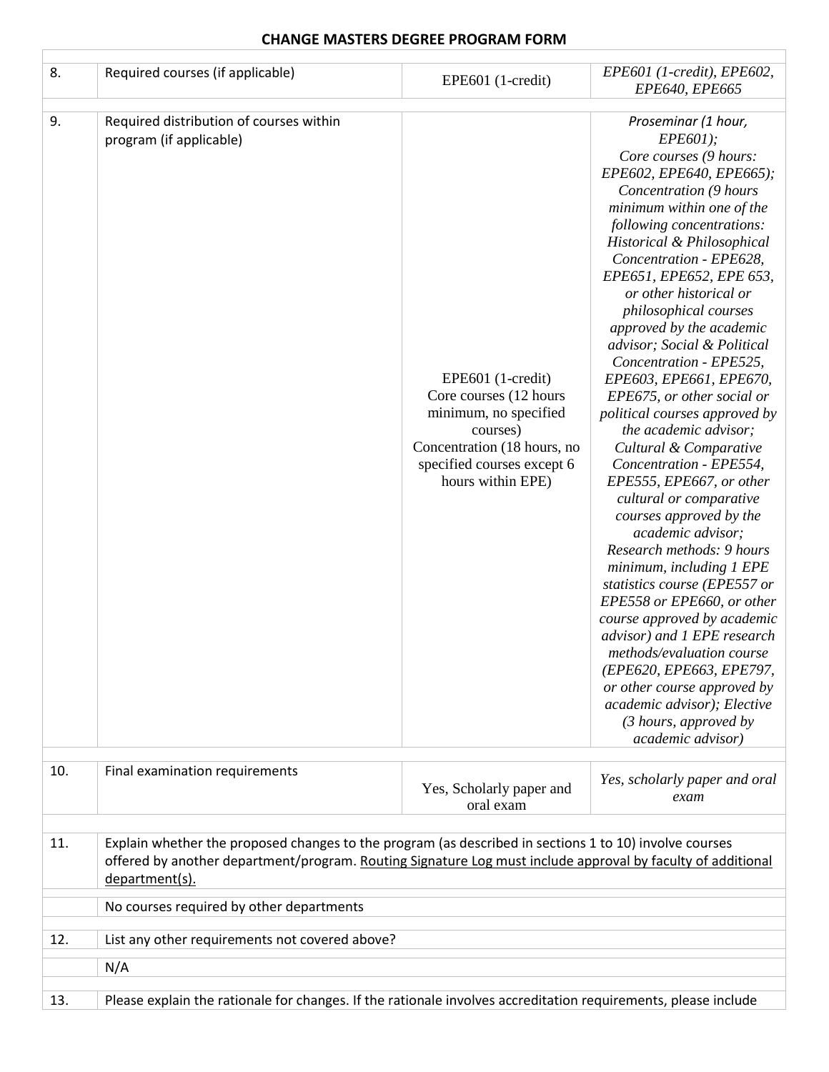**CHANGE MASTERS DEGREE PROGRAM FORM**

| | | | |
|---|---|---|---|
| 8. | Required courses (if applicable) | EPE601 (1-credit) | *EPE601 (1-credit), EPE602, EPE640, EPE665* |
| 9. | Required distribution of courses within program (if applicable) | EPE601 (1-credit) Core courses (12 hours minimum, no specified courses) Concentration (18 hours, no specified courses except 6 hours within EPE) | *Proseminar (1 hour, EPE601); Core courses (9 hours: EPE602, EPE640, EPE665); Concentration (9 hours minimum within one of the following concentrations: Historical & Philosophical Concentration - EPE628, EPE651, EPE652, EPE 653, or other historical or philosophical courses approved by the academic advisor; Social & Political Concentration - EPE525, EPE603, EPE661, EPE670, EPE675, or other social or political courses approved by the academic advisor; Cultural & Comparative Concentration - EPE554, EPE555, EPE667, or other cultural or comparative courses approved by the academic advisor; Research methods: 9 hours minimum, including 1 EPE statistics course (EPE557 or EPE558 or EPE660, or other course approved by academic advisor) and 1 EPE research methods/evaluation course (EPE620, EPE663, EPE797, or other course approved by academic advisor); Elective (3 hours, approved by academic advisor)* |
| 10. | Final examination requirements | Yes, Scholarly paper and oral exam | *Yes, scholarly paper and oral exam* |

| | |
|---|---|
| 11. | Explain whether the proposed changes to the program (as described in sections 1 to 10) involve courses offered by another department/program. Routing Signature Log must include approval by faculty of additional department(s). |
| | No courses required by other departments |
| 12. | List any other requirements not covered above? |
| | N/A |
| 13. | Please explain the rationale for changes. If the rationale involves accreditation requirements, please include |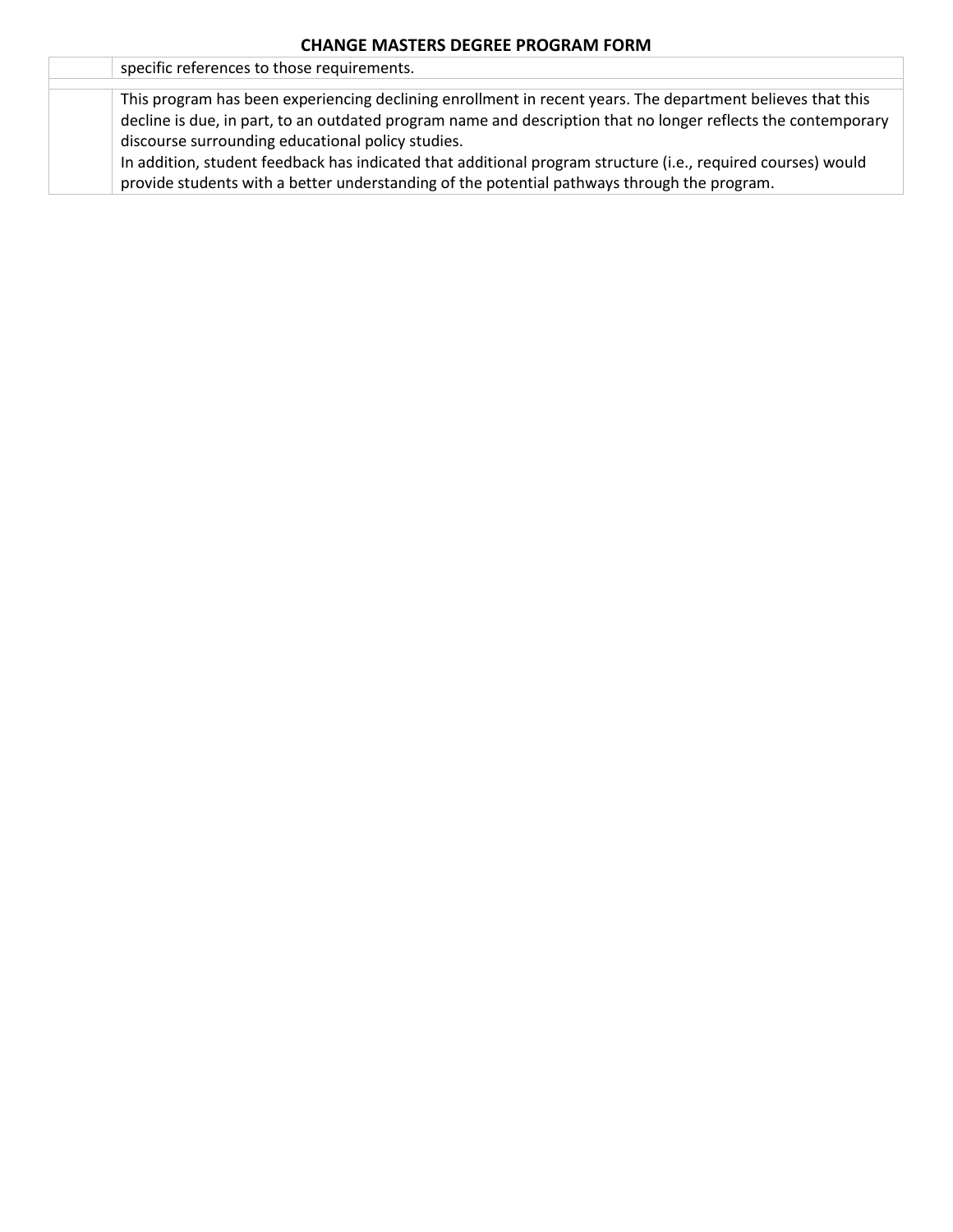| | |
|---|---|
| | specific references to those requirements. |
| | |
| | This program has been experiencing declining enrollment in recent years. The department believes that this decline is due, in part, to an outdated program name and description that no longer reflects the contemporary discourse surrounding educational policy studies.<br>In addition, student feedback has indicated that additional program structure (i.e., required courses) would provide students with a better understanding of the potential pathways through the program. |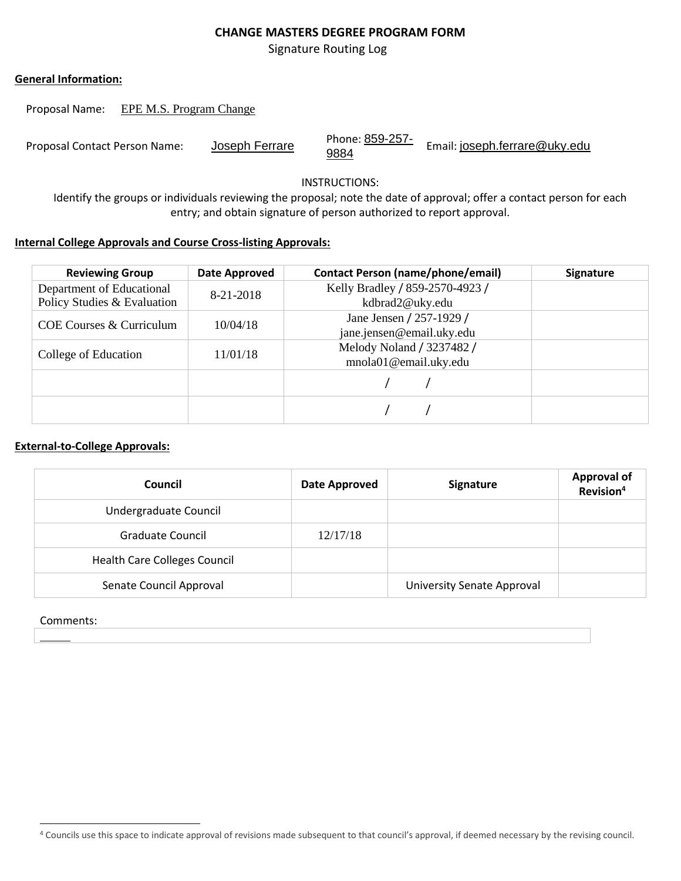# CHANGE MASTERS DEGREE PROGRAM FORM

Signature Routing Log

**General Information:**

Proposal Name: EPE M.S. Program Change

Proposal Contact Person Name: Joseph Ferrare Phone: 859-257-9884 Email: joseph.ferrare@uky.edu

INSTRUCTIONS:

Identify the groups or individuals reviewing the proposal; note the date of approval; offer a contact person for each entry; and obtain signature of person authorized to report approval.

**Internal College Approvals and Course Cross-listing Approvals:**

| Reviewing Group | Date Approved | Contact Person (name/phone/email) | Signature |
|---|---|---|---|
| Department of Educational Policy Studies & Evaluation | 8-21-2018 | Kelly Bradley / 859-2570-4923 / kdbrad2@uky.edu | |
| COE Courses & Curriculum | 10/04/18 | Jane Jensen / 257-1929 / jane.jensen@email.uky.edu | |
| College of Education | 11/01/18 | Melody Noland / 3237482 / mnola01@email.uky.edu | |
| | | / / | |
| | | / / | |

**External-to-College Approvals:**

| Council | Date Approved | Signature | Approval of Revision[4] |
|---|---|---|---|
| Undergraduate Council | | | |
| Graduate Council | 12/17/18 | | |
| Health Care Colleges Council | | | |
| Senate Council Approval | | University Senate Approval | |

Comments:

[4] Councils use this space to indicate approval of revisions made subsequent to that council's approval, if deemed necessary by the revising council.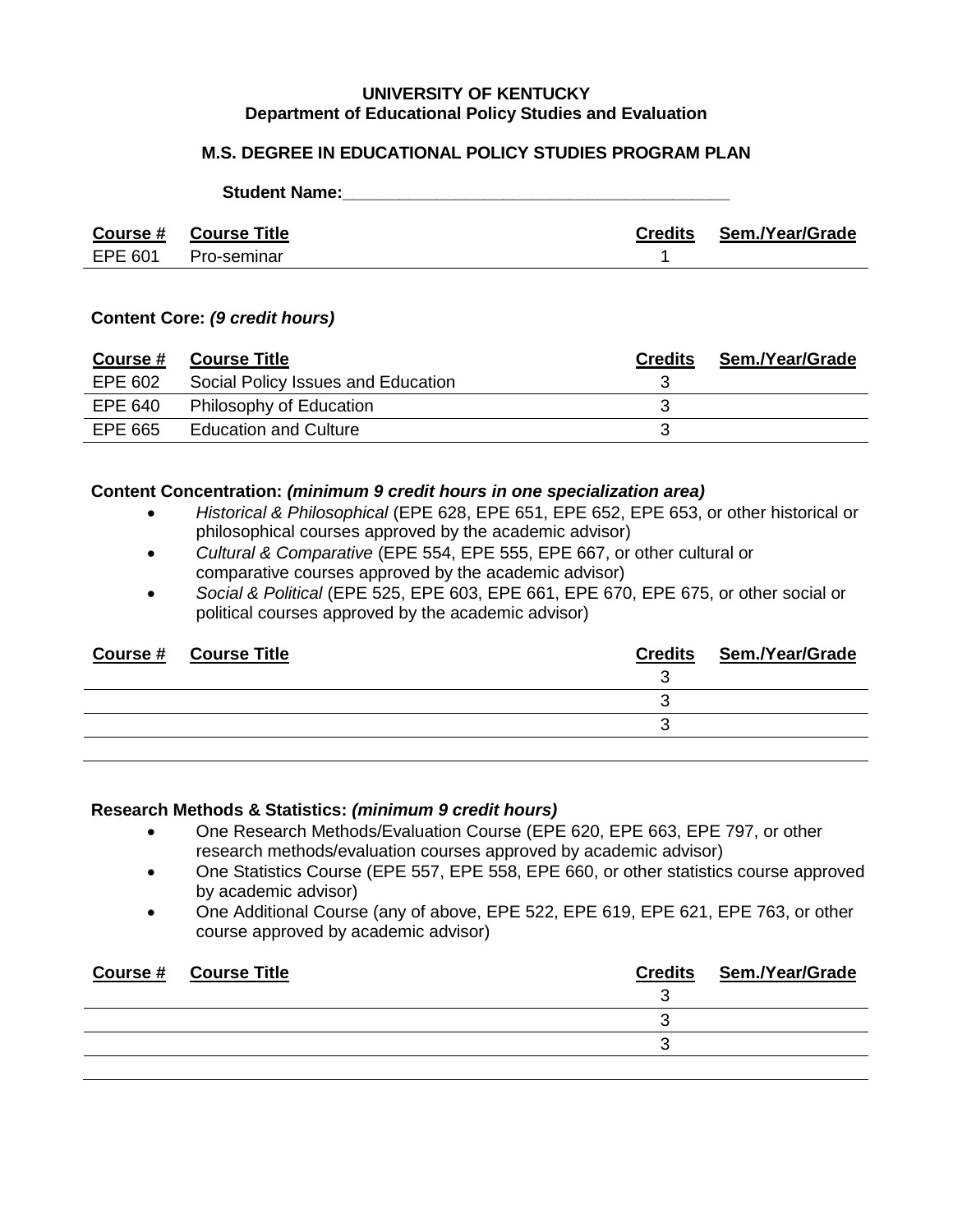**UNIVERSITY OF KENTUCKY**
**Department of Educational Policy Studies and Evaluation**

**M.S. DEGREE IN EDUCATIONAL POLICY STUDIES PROGRAM PLAN**

**Student Name:**_________________________________________

| Course # | Course Title | Credits | Sem./Year/Grade |
|---|---|---|---|
| EPE 601 | Pro-seminar | 1 | |

**Content Core:** ***(9 credit hours)***

| Course # | Course Title | Credits | Sem./Year/Grade |
|---|---|---|---|
| EPE 602 | Social Policy Issues and Education | 3 | |
| EPE 640 | Philosophy of Education | 3 | |
| EPE 665 | Education and Culture | 3 | |

**Content Concentration:** ***(minimum 9 credit hours in one specialization area)***

- *Historical & Philosophical* (EPE 628, EPE 651, EPE 652, EPE 653, or other historical or philosophical courses approved by the academic advisor)
- *Cultural & Comparative* (EPE 554, EPE 555, EPE 667, or other cultural or comparative courses approved by the academic advisor)
- *Social & Political* (EPE 525, EPE 603, EPE 661, EPE 670, EPE 675, or other social or political courses approved by the academic advisor)

| Course # | Course Title | Credits | Sem./Year/Grade |
|---|---|---|---|
| | | 3 | |
| | | 3 | |
| | | 3 | |
| | | | |

**Research Methods & Statistics:** ***(minimum 9 credit hours)***

- One Research Methods/Evaluation Course (EPE 620, EPE 663, EPE 797, or other research methods/evaluation courses approved by academic advisor)
- One Statistics Course (EPE 557, EPE 558, EPE 660, or other statistics course approved by academic advisor)
- One Additional Course (any of above, EPE 522, EPE 619, EPE 621, EPE 763, or other course approved by academic advisor)

| Course # | Course Title | Credits | Sem./Year/Grade |
|---|---|---|---|
| | | 3 | |
| | | 3 | |
| | | 3 | |
| | | | |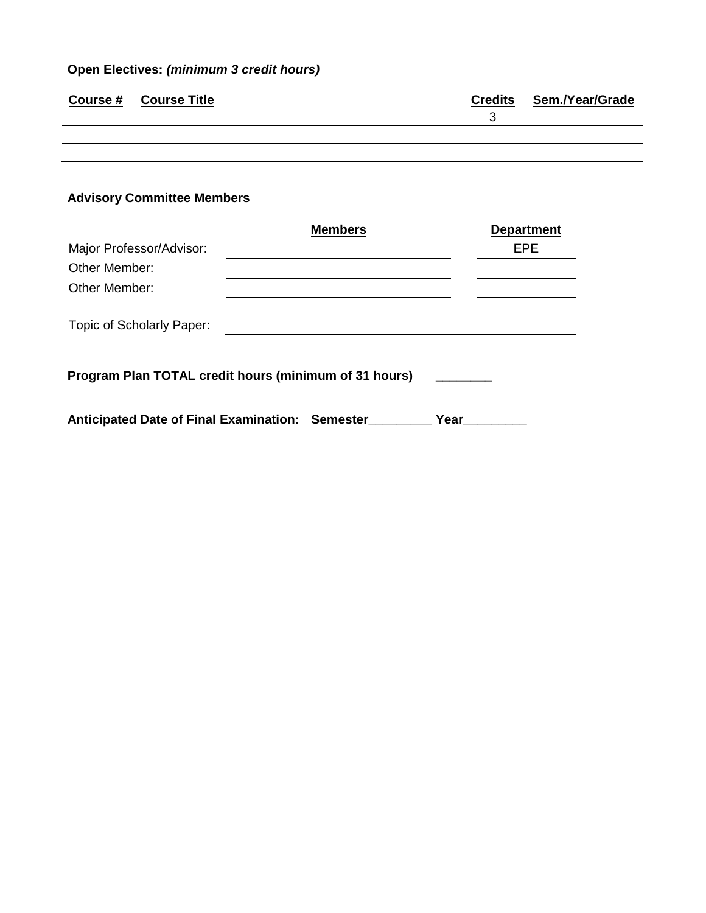**Open Electives:** ***(minimum 3 credit hours)***

| Course # | Course Title | Credits | Sem./Year/Grade |
|---|---|---|---|
| | | 3 | |
| | | | |
| | | | |

**Advisory Committee Members**

| | Members | Department |
|---|---|---|
| Major Professor/Advisor: | | EPE |
| Other Member: | | |
| Other Member: | | |

Topic of Scholarly Paper: ______________________________

**Program Plan TOTAL credit hours (minimum of 31 hours)** ________

**Anticipated Date of Final Examination: Semester_________ Year_________**